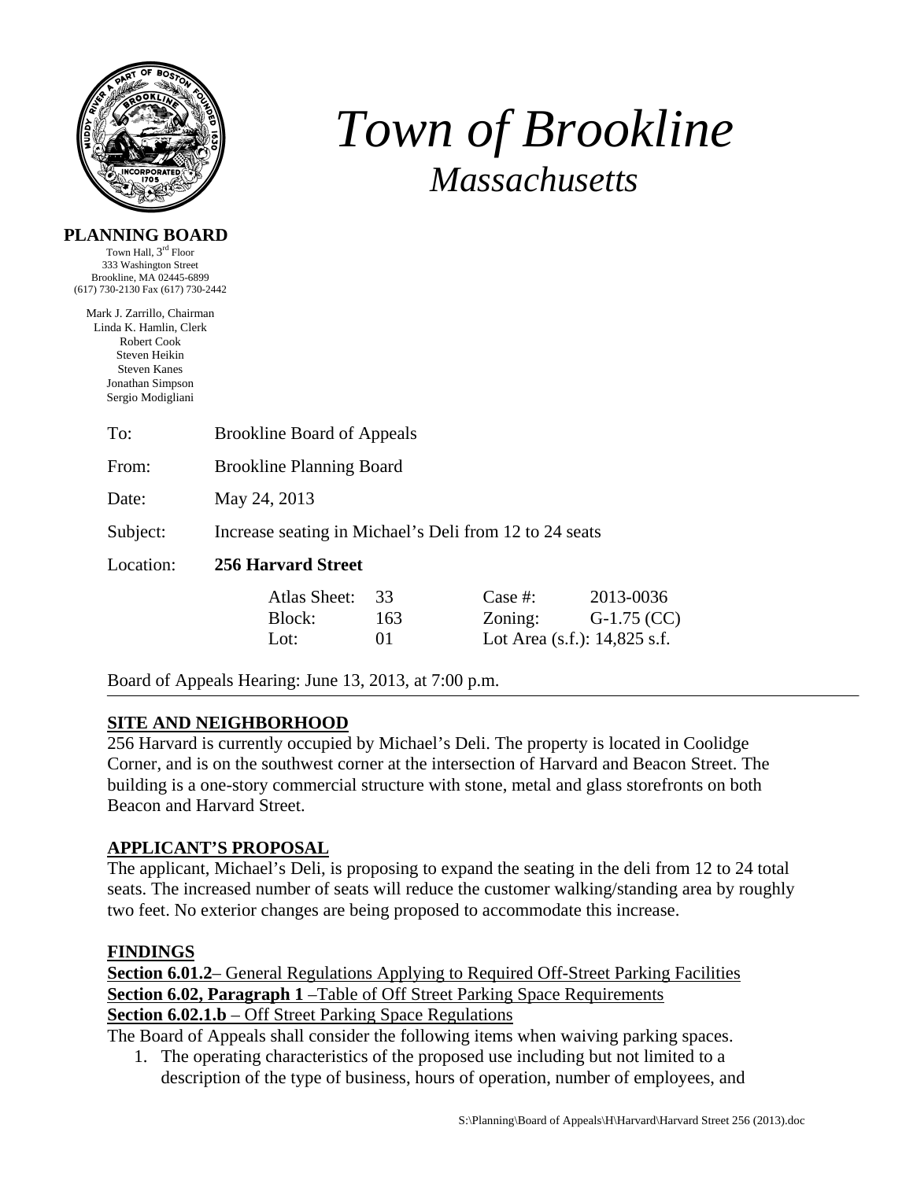# *Town of Brookline*

## *Massachusetts*

**PLANNING BOARD**

Town Hall, 3rd Floor
333 Washington Street
Brookline, MA 02445-6899
(617) 730-2130 Fax (617) 730-2442

Mark J. Zarrillo, Chairman
Linda K. Hamlin, Clerk
Robert Cook
Steven Heikin
Steven Kanes
Jonathan Simpson
Sergio Modigliani

To: Brookline Board of Appeals

From: Brookline Planning Board

Date: May 24, 2013

Subject: Increase seating in Michael's Deli from 12 to 24 seats

Location: **256 Harvard Street**

| | | | |
|---|---|---|---|
| Atlas Sheet: | 33 | Case #: | 2013-0036 |
| Block: | 163 | Zoning: | G-1.75 (CC) |
| Lot: | 01 | Lot Area (s.f.): 14,825 s.f. | |

Board of Appeals Hearing: June 13, 2013, at 7:00 p.m.

---

**SITE AND NEIGHBORHOOD**

256 Harvard is currently occupied by Michael's Deli. The property is located in Coolidge Corner, and is on the southwest corner at the intersection of Harvard and Beacon Street. The building is a one-story commercial structure with stone, metal and glass storefronts on both Beacon and Harvard Street.

**APPLICANT'S PROPOSAL**

The applicant, Michael's Deli, is proposing to expand the seating in the deli from 12 to 24 total seats. The increased number of seats will reduce the customer walking/standing area by roughly two feet. No exterior changes are being proposed to accommodate this increase.

**FINDINGS**

**Section 6.01.2**– General Regulations Applying to Required Off-Street Parking Facilities
**Section 6.02, Paragraph 1** –Table of Off Street Parking Space Requirements
**Section 6.02.1.b** – Off Street Parking Space Regulations

The Board of Appeals shall consider the following items when waiving parking spaces.

1. The operating characteristics of the proposed use including but not limited to a description of the type of business, hours of operation, number of employees, and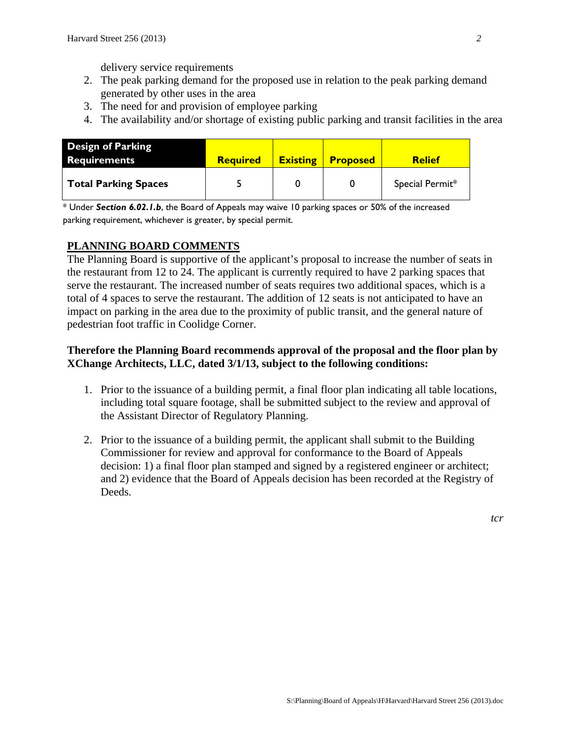delivery service requirements

2. The peak parking demand for the proposed use in relation to the peak parking demand generated by other uses in the area
3. The need for and provision of employee parking
4. The availability and/or shortage of existing public parking and transit facilities in the area

| Design of Parking Requirements | Required | Existing | Proposed | Relief |
|---|---|---|---|---|
| **Total Parking Spaces** | 5 | 0 | 0 | Special Permit* |

\* Under ***Section 6.02.1.b***, the Board of Appeals may waive 10 parking spaces or 50% of the increased parking requirement, whichever is greater, by special permit.

## PLANNING BOARD COMMENTS

The Planning Board is supportive of the applicant's proposal to increase the number of seats in the restaurant from 12 to 24. The applicant is currently required to have 2 parking spaces that serve the restaurant. The increased number of seats requires two additional spaces, which is a total of 4 spaces to serve the restaurant. The addition of 12 seats is not anticipated to have an impact on parking in the area due to the proximity of public transit, and the general nature of pedestrian foot traffic in Coolidge Corner.

**Therefore the Planning Board recommends approval of the proposal and the floor plan by XChange Architects, LLC, dated 3/1/13, subject to the following conditions:**

1. Prior to the issuance of a building permit, a final floor plan indicating all table locations, including total square footage, shall be submitted subject to the review and approval of the Assistant Director of Regulatory Planning.

2. Prior to the issuance of a building permit, the applicant shall submit to the Building Commissioner for review and approval for conformance to the Board of Appeals decision: 1) a final floor plan stamped and signed by a registered engineer or architect; and 2) evidence that the Board of Appeals decision has been recorded at the Registry of Deeds.

*tcr*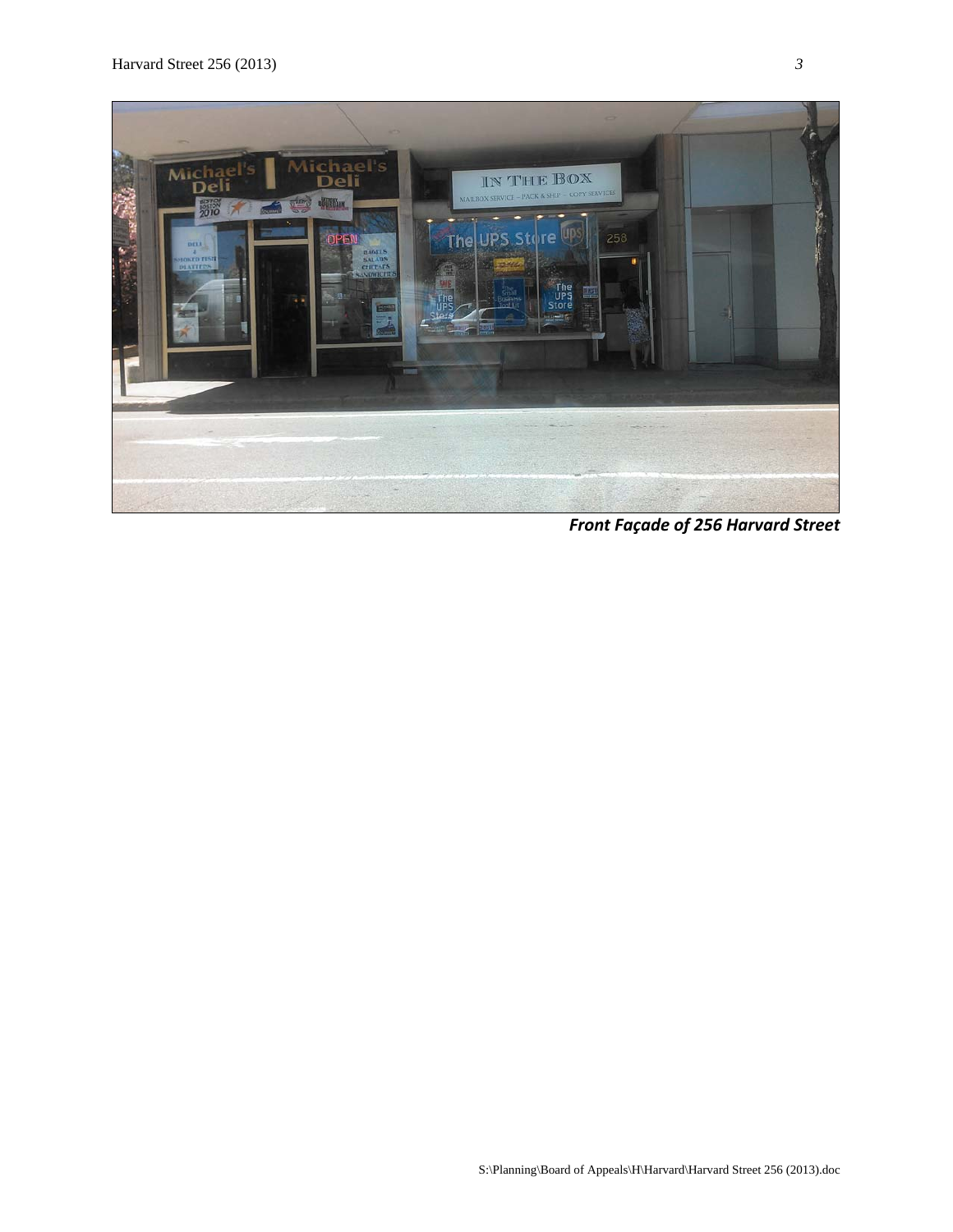*Front Façade of 256 Harvard Street*